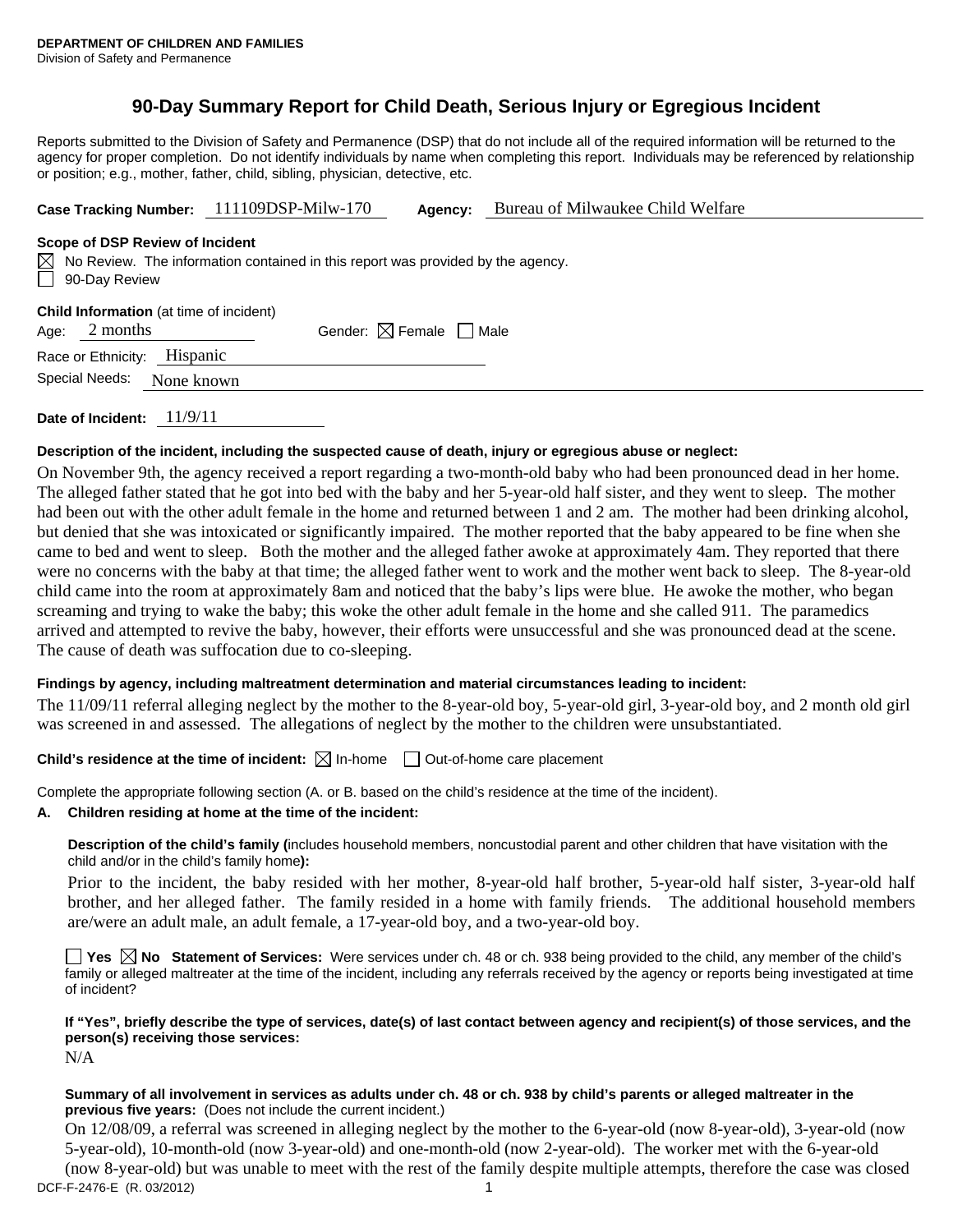**DEPARTMENT OF CHILDREN AND FAMILIES**
Division of Safety and Permanence

# 90-Day Summary Report for Child Death, Serious Injury or Egregious Incident

Reports submitted to the Division of Safety and Permanence (DSP) that do not include all of the required information will be returned to the agency for proper completion. Do not identify individuals by name when completing this report. Individuals may be referenced by relationship or position; e.g., mother, father, child, sibling, physician, detective, etc.

**Case Tracking Number:** 111109DSP-Milw-170 **Agency:** Bureau of Milwaukee Child Welfare

**Scope of DSP Review of Incident**

☒ No Review. The information contained in this report was provided by the agency.
☐ 90-Day Review

**Child Information** (at time of incident)

Age: 2 months Gender: ☒ Female ☐ Male

Race or Ethnicity: Hispanic

Special Needs: None known

**Date of Incident:** 11/9/11

**Description of the incident, including the suspected cause of death, injury or egregious abuse or neglect:**

On November 9th, the agency received a report regarding a two-month-old baby who had been pronounced dead in her home. The alleged father stated that he got into bed with the baby and her 5-year-old half sister, and they went to sleep. The mother had been out with the other adult female in the home and returned between 1 and 2 am. The mother had been drinking alcohol, but denied that she was intoxicated or significantly impaired. The mother reported that the baby appeared to be fine when she came to bed and went to sleep. Both the mother and the alleged father awoke at approximately 4am. They reported that there were no concerns with the baby at that time; the alleged father went to work and the mother went back to sleep. The 8-year-old child came into the room at approximately 8am and noticed that the baby's lips were blue. He awoke the mother, who began screaming and trying to wake the baby; this woke the other adult female in the home and she called 911. The paramedics arrived and attempted to revive the baby, however, their efforts were unsuccessful and she was pronounced dead at the scene. The cause of death was suffocation due to co-sleeping.

**Findings by agency, including maltreatment determination and material circumstances leading to incident:**

The 11/09/11 referral alleging neglect by the mother to the 8-year-old boy, 5-year-old girl, 3-year-old boy, and 2 month old girl was screened in and assessed. The allegations of neglect by the mother to the children were unsubstantiated.

**Child's residence at the time of incident:** ☒ In-home ☐ Out-of-home care placement

Complete the appropriate following section (A. or B. based on the child's residence at the time of the incident).

**A. Children residing at home at the time of the incident:**

**Description of the child's family (**includes household members, noncustodial parent and other children that have visitation with the child and/or in the child's family home**):**

Prior to the incident, the baby resided with her mother, 8-year-old half brother, 5-year-old half sister, 3-year-old half brother, and her alleged father. The family resided in a home with family friends. The additional household members are/were an adult male, an adult female, a 17-year-old boy, and a two-year-old boy.

☐ **Yes** ☒ **No Statement of Services:** Were services under ch. 48 or ch. 938 being provided to the child, any member of the child's family or alleged maltreater at the time of the incident, including any referrals received by the agency or reports being investigated at time of incident?

**If "Yes", briefly describe the type of services, date(s) of last contact between agency and recipient(s) of those services, and the person(s) receiving those services:**

N/A

**Summary of all involvement in services as adults under ch. 48 or ch. 938 by child's parents or alleged maltreater in the previous five years:** (Does not include the current incident.)

On 12/08/09, a referral was screened in alleging neglect by the mother to the 6-year-old (now 8-year-old), 3-year-old (now 5-year-old), 10-month-old (now 3-year-old) and one-month-old (now 2-year-old). The worker met with the 6-year-old (now 8-year-old) but was unable to meet with the rest of the family despite multiple attempts, therefore the case was closed

DCF-F-2476-E (R. 03/2012)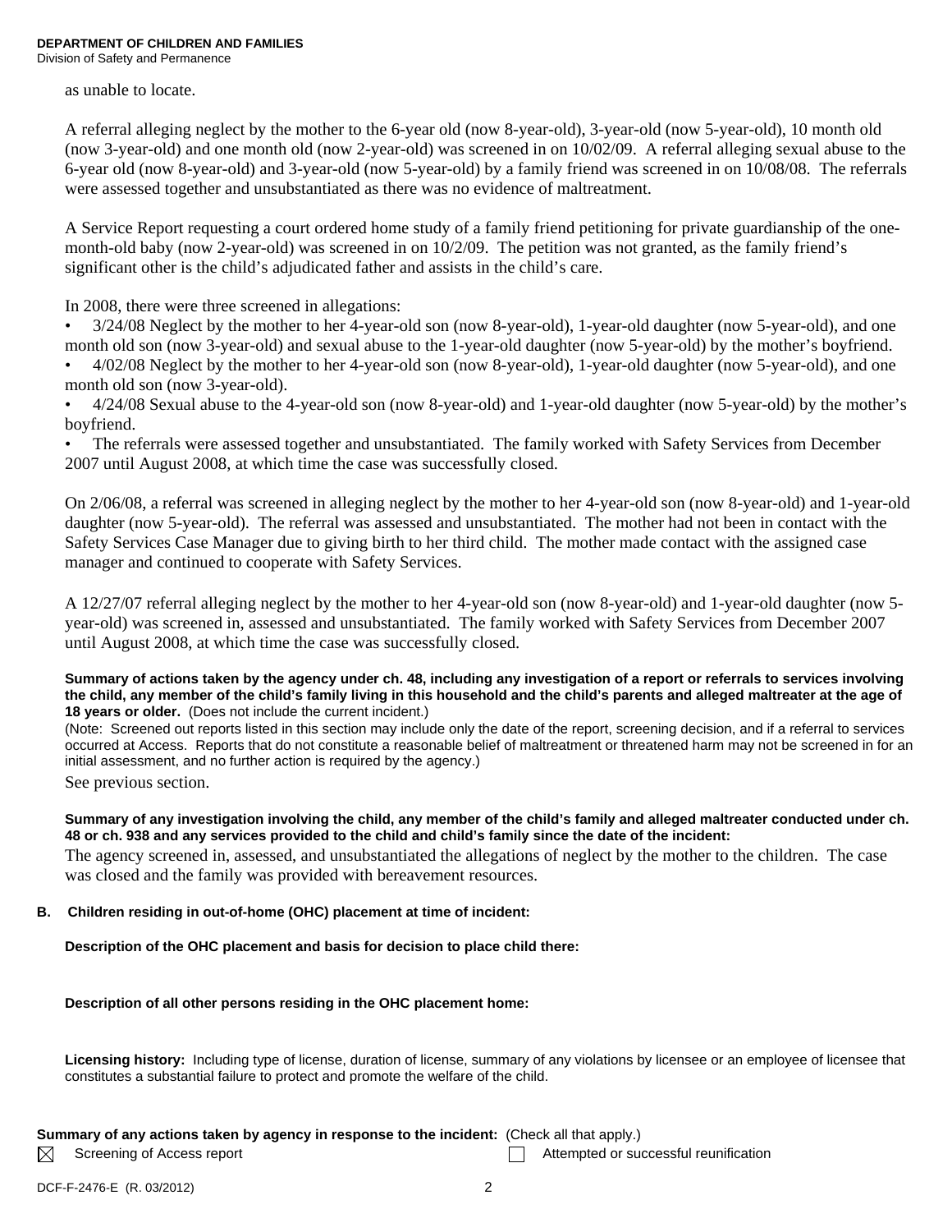as unable to locate.

A referral alleging neglect by the mother to the 6-year old (now 8-year-old), 3-year-old (now 5-year-old), 10 month old (now 3-year-old) and one month old (now 2-year-old) was screened in on 10/02/09. A referral alleging sexual abuse to the 6-year old (now 8-year-old) and 3-year-old (now 5-year-old) by a family friend was screened in on 10/08/08. The referrals were assessed together and unsubstantiated as there was no evidence of maltreatment.

A Service Report requesting a court ordered home study of a family friend petitioning for private guardianship of the one-month-old baby (now 2-year-old) was screened in on 10/2/09. The petition was not granted, as the family friend's significant other is the child's adjudicated father and assists in the child's care.

In 2008, there were three screened in allegations:

- 3/24/08 Neglect by the mother to her 4-year-old son (now 8-year-old), 1-year-old daughter (now 5-year-old), and one month old son (now 3-year-old) and sexual abuse to the 1-year-old daughter (now 5-year-old) by the mother's boyfriend.
- 4/02/08 Neglect by the mother to her 4-year-old son (now 8-year-old), 1-year-old daughter (now 5-year-old), and one month old son (now 3-year-old).
- 4/24/08 Sexual abuse to the 4-year-old son (now 8-year-old) and 1-year-old daughter (now 5-year-old) by the mother's boyfriend.
- The referrals were assessed together and unsubstantiated. The family worked with Safety Services from December 2007 until August 2008, at which time the case was successfully closed.

On 2/06/08, a referral was screened in alleging neglect by the mother to her 4-year-old son (now 8-year-old) and 1-year-old daughter (now 5-year-old). The referral was assessed and unsubstantiated. The mother had not been in contact with the Safety Services Case Manager due to giving birth to her third child. The mother made contact with the assigned case manager and continued to cooperate with Safety Services.

A 12/27/07 referral alleging neglect by the mother to her 4-year-old son (now 8-year-old) and 1-year-old daughter (now 5-year-old) was screened in, assessed and unsubstantiated. The family worked with Safety Services from December 2007 until August 2008, at which time the case was successfully closed.

**Summary of actions taken by the agency under ch. 48, including any investigation of a report or referrals to services involving the child, any member of the child's family living in this household and the child's parents and alleged maltreater at the age of 18 years or older.** (Does not include the current incident.)
(Note: Screened out reports listed in this section may include only the date of the report, screening decision, and if a referral to services occurred at Access. Reports that do not constitute a reasonable belief of maltreatment or threatened harm may not be screened in for an initial assessment, and no further action is required by the agency.)

See previous section.

**Summary of any investigation involving the child, any member of the child's family and alleged maltreater conducted under ch. 48 or ch. 938 and any services provided to the child and child's family since the date of the incident:**

The agency screened in, assessed, and unsubstantiated the allegations of neglect by the mother to the children. The case was closed and the family was provided with bereavement resources.

**B. Children residing in out-of-home (OHC) placement at time of incident:**

**Description of the OHC placement and basis for decision to place child there:**

**Description of all other persons residing in the OHC placement home:**

**Licensing history:** Including type of license, duration of license, summary of any violations by licensee or an employee of licensee that constitutes a substantial failure to protect and promote the welfare of the child.

**Summary of any actions taken by agency in response to the incident:** (Check all that apply.)

- [x] Screening of Access report
- [ ] Attempted or successful reunification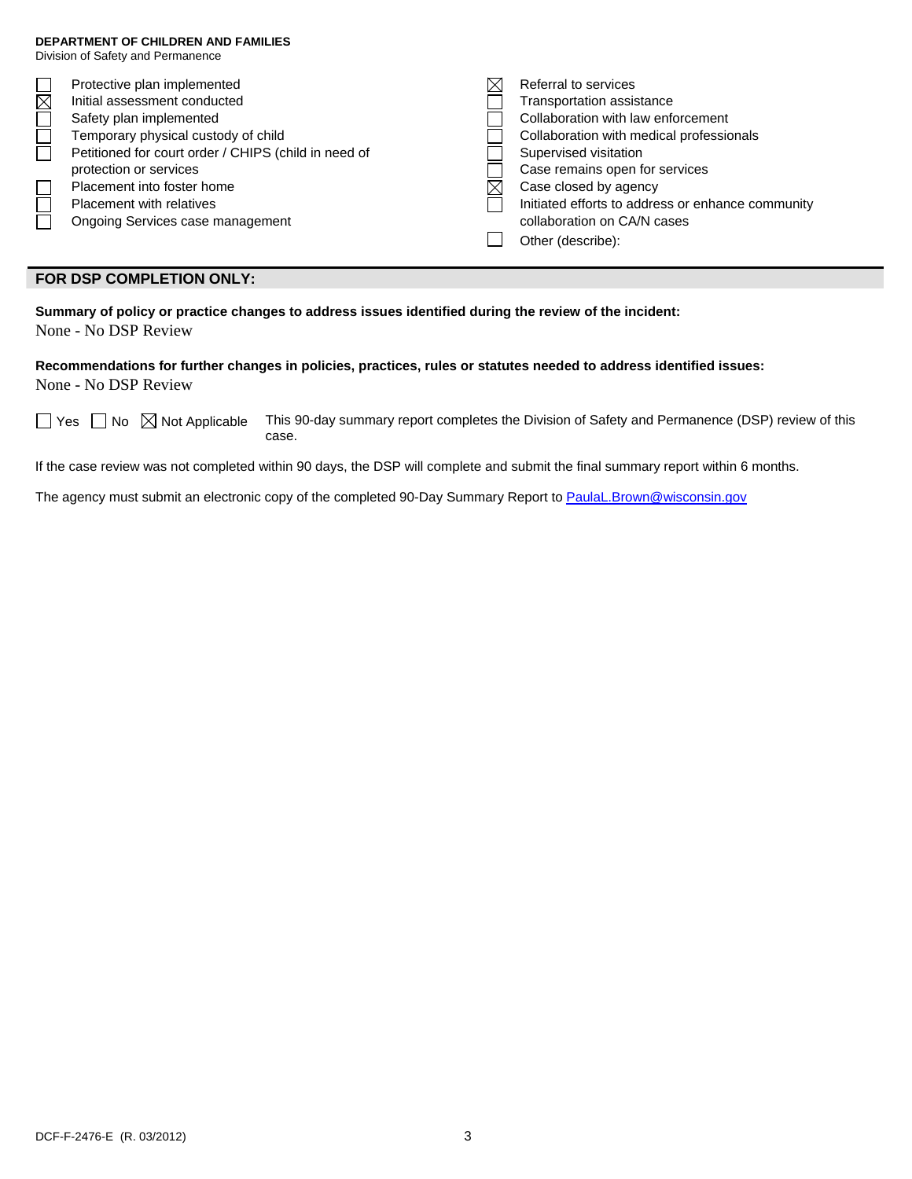**DEPARTMENT OF CHILDREN AND FAMILIES**
Division of Safety and Permanence

- ☐ Protective plan implemented
- ☒ Initial assessment conducted
- ☐ Safety plan implemented
- ☐ Temporary physical custody of child
- ☐ Petitioned for court order / CHIPS (child in need of protection or services
- ☐ Placement into foster home
- ☐ Placement with relatives
- ☐ Ongoing Services case management
- ☒ Referral to services
- ☐ Transportation assistance
- ☐ Collaboration with law enforcement
- ☐ Collaboration with medical professionals
- ☐ Supervised visitation
- ☐ Case remains open for services
- ☒ Case closed by agency
- ☐ Initiated efforts to address or enhance community collaboration on CA/N cases
- ☐ Other (describe):

## FOR DSP COMPLETION ONLY:

**Summary of policy or practice changes to address issues identified during the review of the incident:**

None - No DSP Review

**Recommendations for further changes in policies, practices, rules or statutes needed to address identified issues:**

None - No DSP Review

☐ Yes ☐ No ☒ Not Applicable This 90-day summary report completes the Division of Safety and Permanence (DSP) review of this case.

If the case review was not completed within 90 days, the DSP will complete and submit the final summary report within 6 months.

The agency must submit an electronic copy of the completed 90-Day Summary Report to PaulaL.Brown@wisconsin.gov

DCF-F-2476-E (R. 03/2012)